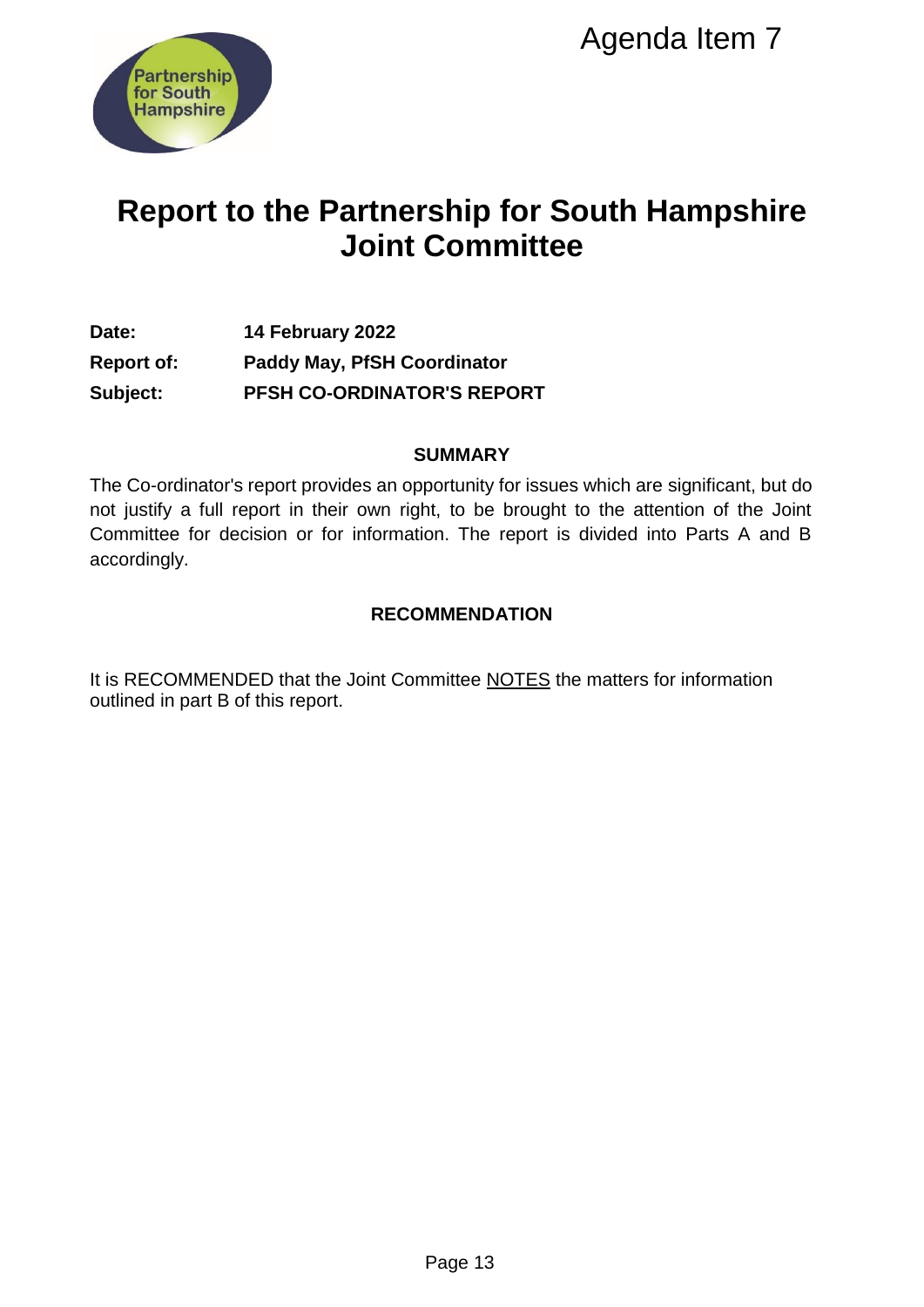Agenda Item 7

# Report to the Partnership for South Hampshire Joint Committee

**Date:** **14 February 2022**

**Report of:** **Paddy May, PfSH Coordinator**

**Subject:** **PFSH CO-ORDINATOR'S REPORT**

## SUMMARY

The Co-ordinator's report provides an opportunity for issues which are significant, but do not justify a full report in their own right, to be brought to the attention of the Joint Committee for decision or for information. The report is divided into Parts A and B accordingly.

## RECOMMENDATION

It is RECOMMENDED that the Joint Committee NOTES the matters for information outlined in part B of this report.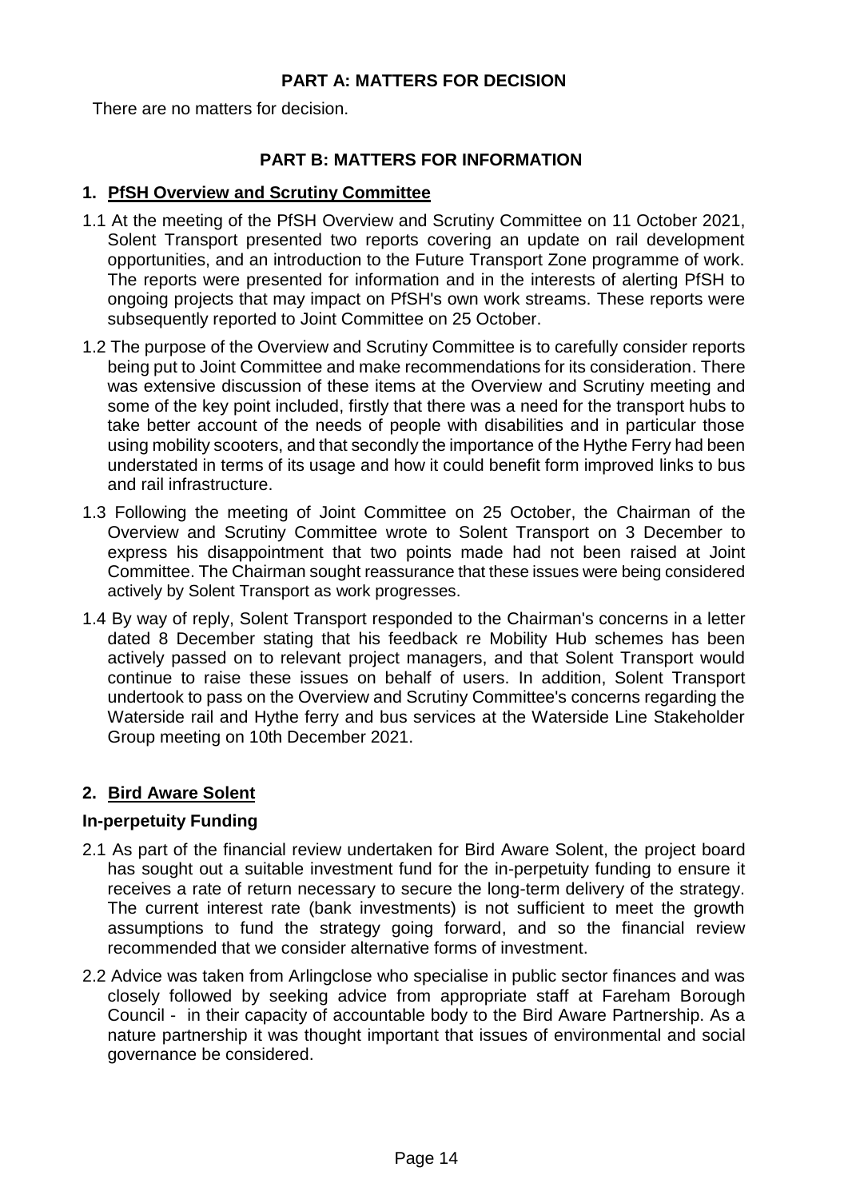## PART A: MATTERS FOR DECISION

There are no matters for decision.

## PART B: MATTERS FOR INFORMATION

### 1. PfSH Overview and Scrutiny Committee

1.1 At the meeting of the PfSH Overview and Scrutiny Committee on 11 October 2021, Solent Transport presented two reports covering an update on rail development opportunities, and an introduction to the Future Transport Zone programme of work. The reports were presented for information and in the interests of alerting PfSH to ongoing projects that may impact on PfSH's own work streams. These reports were subsequently reported to Joint Committee on 25 October.

1.2 The purpose of the Overview and Scrutiny Committee is to carefully consider reports being put to Joint Committee and make recommendations for its consideration. There was extensive discussion of these items at the Overview and Scrutiny meeting and some of the key point included, firstly that there was a need for the transport hubs to take better account of the needs of people with disabilities and in particular those using mobility scooters, and that secondly the importance of the Hythe Ferry had been understated in terms of its usage and how it could benefit form improved links to bus and rail infrastructure.

1.3 Following the meeting of Joint Committee on 25 October, the Chairman of the Overview and Scrutiny Committee wrote to Solent Transport on 3 December to express his disappointment that two points made had not been raised at Joint Committee. The Chairman sought reassurance that these issues were being considered actively by Solent Transport as work progresses.

1.4 By way of reply, Solent Transport responded to the Chairman's concerns in a letter dated 8 December stating that his feedback re Mobility Hub schemes has been actively passed on to relevant project managers, and that Solent Transport would continue to raise these issues on behalf of users. In addition, Solent Transport undertook to pass on the Overview and Scrutiny Committee's concerns regarding the Waterside rail and Hythe ferry and bus services at the Waterside Line Stakeholder Group meeting on 10th December 2021.

### 2. Bird Aware Solent

#### In-perpetuity Funding

2.1 As part of the financial review undertaken for Bird Aware Solent, the project board has sought out a suitable investment fund for the in-perpetuity funding to ensure it receives a rate of return necessary to secure the long-term delivery of the strategy. The current interest rate (bank investments) is not sufficient to meet the growth assumptions to fund the strategy going forward, and so the financial review recommended that we consider alternative forms of investment.

2.2 Advice was taken from Arlingclose who specialise in public sector finances and was closely followed by seeking advice from appropriate staff at Fareham Borough Council - in their capacity of accountable body to the Bird Aware Partnership. As a nature partnership it was thought important that issues of environmental and social governance be considered.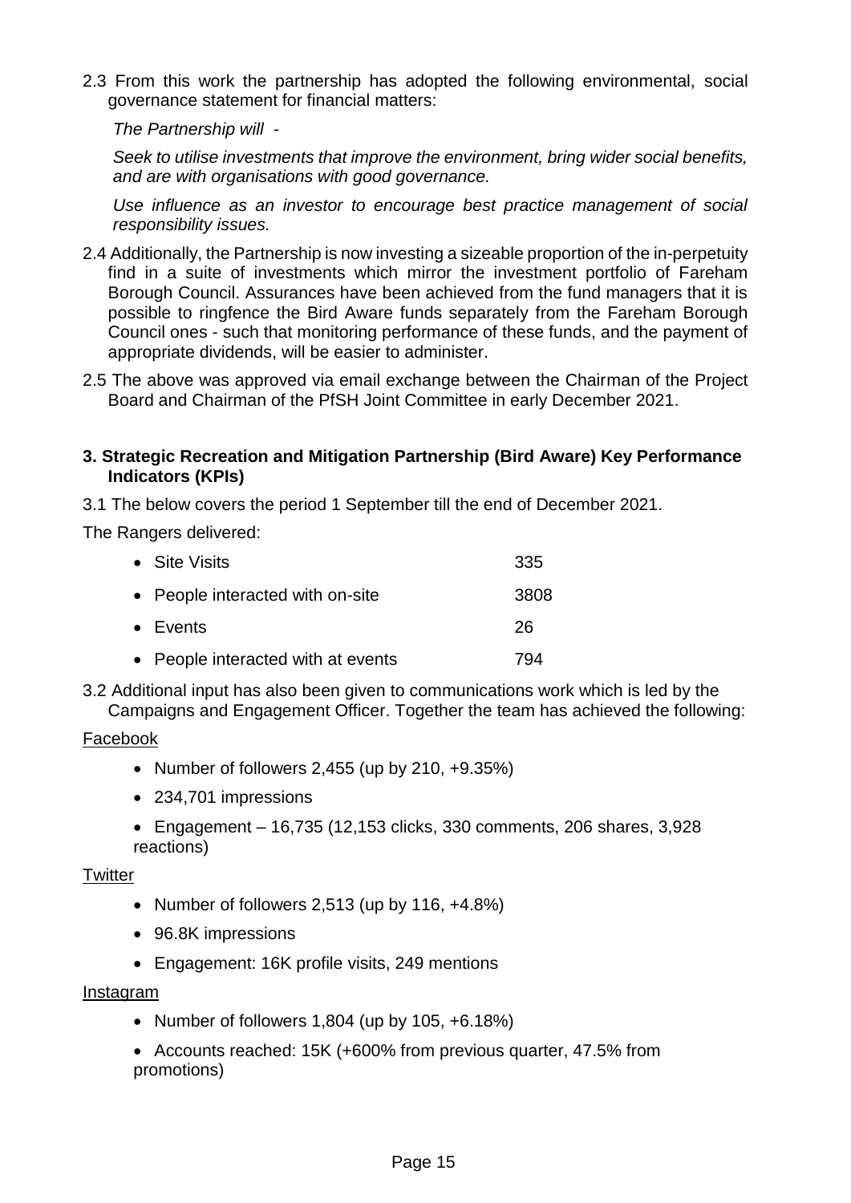2.3 From this work the partnership has adopted the following environmental, social governance statement for financial matters:

*The Partnership will -*

*Seek to utilise investments that improve the environment, bring wider social benefits, and are with organisations with good governance.*

*Use influence as an investor to encourage best practice management of social responsibility issues.*

2.4 Additionally, the Partnership is now investing a sizeable proportion of the in-perpetuity find in a suite of investments which mirror the investment portfolio of Fareham Borough Council. Assurances have been achieved from the fund managers that it is possible to ringfence the Bird Aware funds separately from the Fareham Borough Council ones - such that monitoring performance of these funds, and the payment of appropriate dividends, will be easier to administer.

2.5 The above was approved via email exchange between the Chairman of the Project Board and Chairman of the PfSH Joint Committee in early December 2021.

## 3. Strategic Recreation and Mitigation Partnership (Bird Aware) Key Performance Indicators (KPIs)

3.1 The below covers the period 1 September till the end of December 2021.

The Rangers delivered:

| | |
|---|---|
| • Site Visits | 335 |
| • People interacted with on-site | 3808 |
| • Events | 26 |
| • People interacted with at events | 794 |

3.2 Additional input has also been given to communications work which is led by the Campaigns and Engagement Officer. Together the team has achieved the following:

<u>Facebook</u>

- Number of followers 2,455 (up by 210, +9.35%)
- 234,701 impressions
- Engagement – 16,735 (12,153 clicks, 330 comments, 206 shares, 3,928 reactions)

<u>Twitter</u>

- Number of followers 2,513 (up by 116, +4.8%)
- 96.8K impressions
- Engagement: 16K profile visits, 249 mentions

<u>Instagram</u>

- Number of followers 1,804 (up by 105, +6.18%)
- Accounts reached: 15K (+600% from previous quarter, 47.5% from promotions)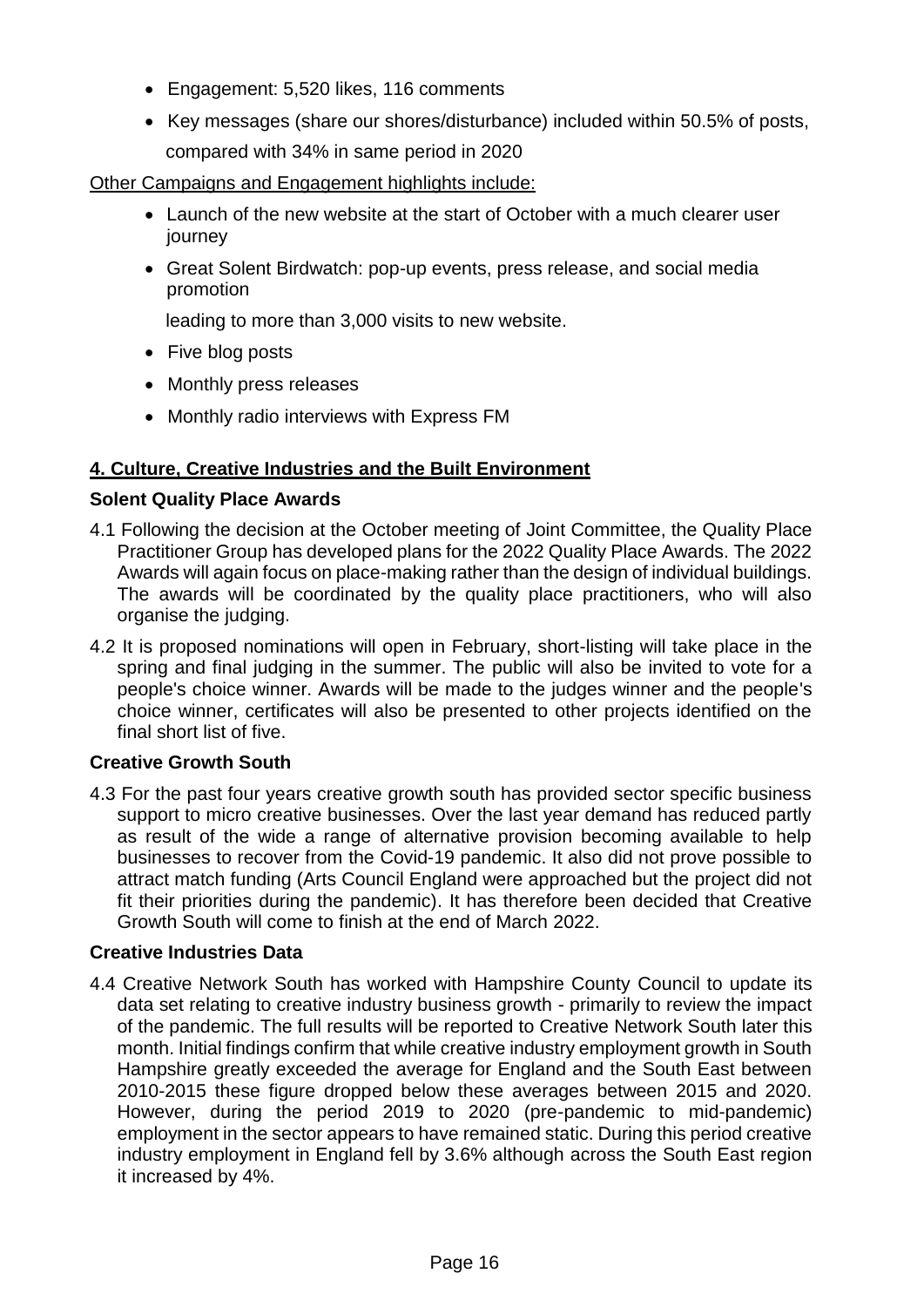- Engagement: 5,520 likes, 116 comments
- Key messages (share our shores/disturbance) included within 50.5% of posts, compared with 34% in same period in 2020

Other Campaigns and Engagement highlights include:

- Launch of the new website at the start of October with a much clearer user journey
- Great Solent Birdwatch: pop-up events, press release, and social media promotion

  leading to more than 3,000 visits to new website.
- Five blog posts
- Monthly press releases
- Monthly radio interviews with Express FM

## 4. Culture, Creative Industries and the Built Environment

### Solent Quality Place Awards

4.1 Following the decision at the October meeting of Joint Committee, the Quality Place Practitioner Group has developed plans for the 2022 Quality Place Awards. The 2022 Awards will again focus on place-making rather than the design of individual buildings. The awards will be coordinated by the quality place practitioners, who will also organise the judging.

4.2 It is proposed nominations will open in February, short-listing will take place in the spring and final judging in the summer. The public will also be invited to vote for a people's choice winner. Awards will be made to the judges winner and the people's choice winner, certificates will also be presented to other projects identified on the final short list of five.

### Creative Growth South

4.3 For the past four years creative growth south has provided sector specific business support to micro creative businesses. Over the last year demand has reduced partly as result of the wide a range of alternative provision becoming available to help businesses to recover from the Covid-19 pandemic. It also did not prove possible to attract match funding (Arts Council England were approached but the project did not fit their priorities during the pandemic). It has therefore been decided that Creative Growth South will come to finish at the end of March 2022.

### Creative Industries Data

4.4 Creative Network South has worked with Hampshire County Council to update its data set relating to creative industry business growth - primarily to review the impact of the pandemic. The full results will be reported to Creative Network South later this month. Initial findings confirm that while creative industry employment growth in South Hampshire greatly exceeded the average for England and the South East between 2010-2015 these figure dropped below these averages between 2015 and 2020. However, during the period 2019 to 2020 (pre-pandemic to mid-pandemic) employment in the sector appears to have remained static. During this period creative industry employment in England fell by 3.6% although across the South East region it increased by 4%.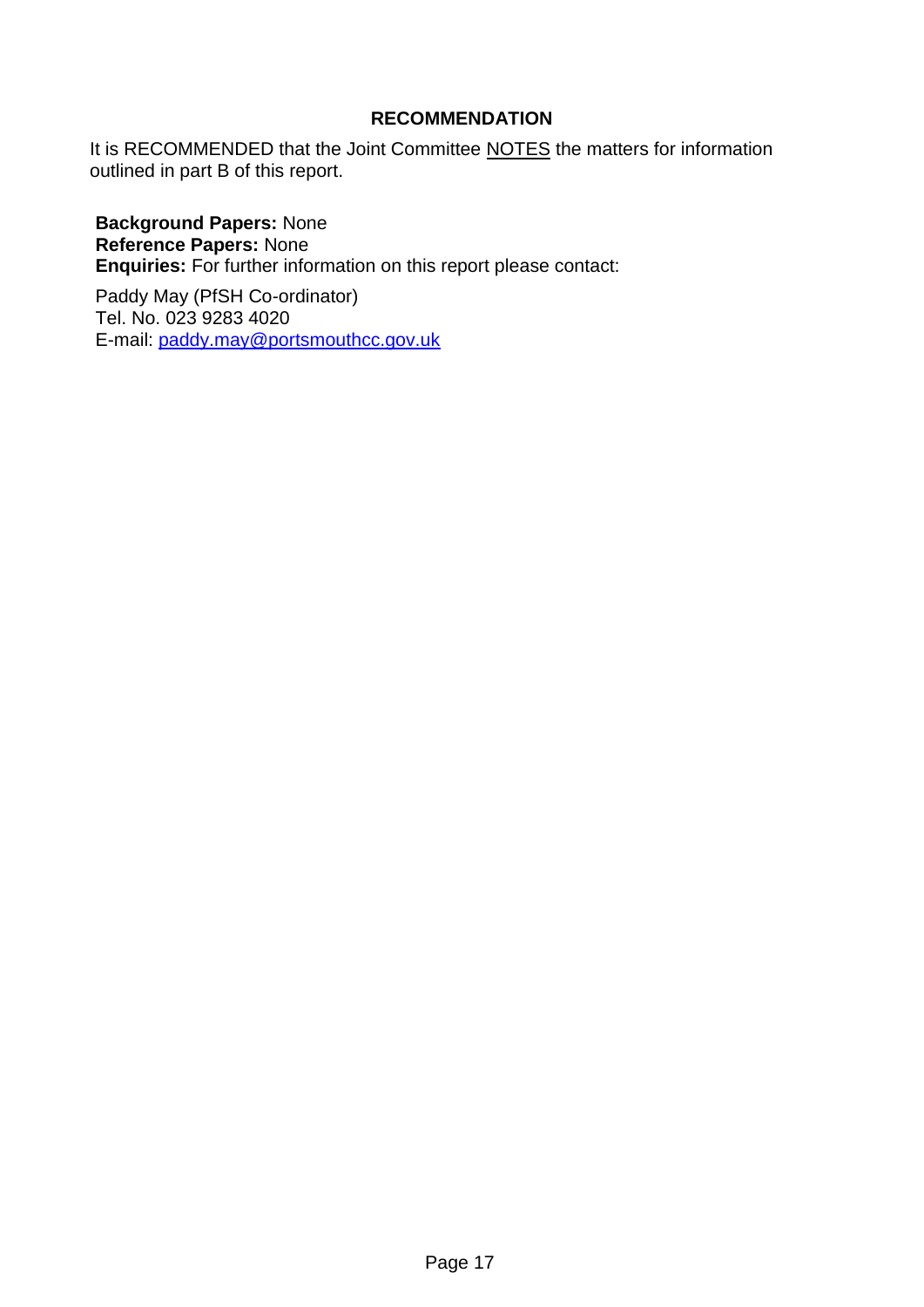## RECOMMENDATION

It is RECOMMENDED that the Joint Committee NOTES the matters for information outlined in part B of this report.

**Background Papers:** None
**Reference Papers:** None
**Enquiries:** For further information on this report please contact:

Paddy May (PfSH Co-ordinator)
Tel. No. 023 9283 4020
E-mail: paddy.may@portsmouthcc.gov.uk